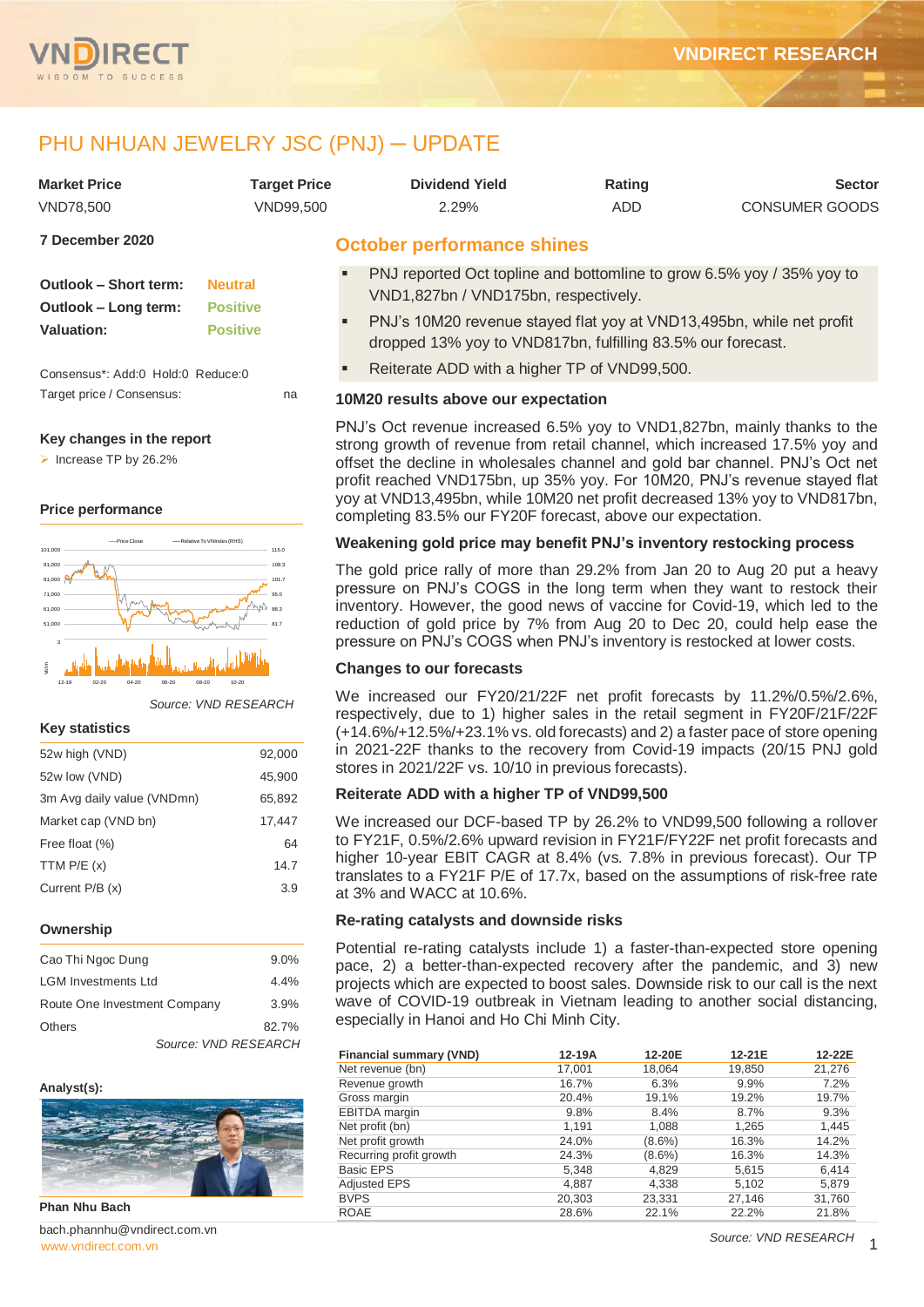# PHU NHUAN JEWELRY JSC (PNJ) – UPDATE

| Market Price | Target Price | Dividend Yield | Rating | Sector |
|---|---|---|---|---|
| VND78,500 | VND99,500 | 2.29% | ADD | CONSUMER GOODS |

**7 December 2020**

| | |
|---|---|
| **Outlook – Short term:** | Neutral |
| **Outlook – Long term:** | Positive |
| **Valuation:** | Positive |

Consensus*: Add:0 Hold:0 Reduce:0

Target price / Consensus: na

### Key changes in the report

- Increase TP by 26.2%

### Price performance

Source: VND RESEARCH

### Key statistics

| | |
|---|---|
| 52w high (VND) | 92,000 |
| 52w low (VND) | 45,900 |
| 3m Avg daily value (VNDmn) | 65,892 |
| Market cap (VND bn) | 17,447 |
| Free float (%) | 64 |
| TTM P/E (x) | 14.7 |
| Current P/B (x) | 3.9 |

### Ownership

| | |
|---|---|
| Cao Thi Ngoc Dung | 9.0% |
| LGM Investments Ltd | 4.4% |
| Route One Investment Company | 3.9% |
| Others | 82.7% |

Source: VND RESEARCH

**Analyst(s):**

**Phan Nhu Bach**

bach.phannhu@vndirect.com.vn

## October performance shines

- PNJ reported Oct topline and bottomline to grow 6.5% yoy / 35% yoy to VND1,827bn / VND175bn, respectively.
- PNJ's 10M20 revenue stayed flat yoy at VND13,495bn, while net profit dropped 13% yoy to VND817bn, fulfilling 83.5% our forecast.
- Reiterate ADD with a higher TP of VND99,500.

### 10M20 results above our expectation

PNJ's Oct revenue increased 6.5% yoy to VND1,827bn, mainly thanks to the strong growth of revenue from retail channel, which increased 17.5% yoy and offset the decline in wholesales channel and gold bar channel. PNJ's Oct net profit reached VND175bn, up 35% yoy. For 10M20, PNJ's revenue stayed flat yoy at VND13,495bn, while 10M20 net profit decreased 13% yoy to VND817bn, completing 83.5% our FY20F forecast, above our expectation.

### Weakening gold price may benefit PNJ's inventory restocking process

The gold price rally of more than 29.2% from Jan 20 to Aug 20 put a heavy pressure on PNJ's COGS in the long term when they want to restock their inventory. However, the good news of vaccine for Covid-19, which led to the reduction of gold price by 7% from Aug 20 to Dec 20, could help ease the pressure on PNJ's COGS when PNJ's inventory is restocked at lower costs.

### Changes to our forecasts

We increased our FY20/21/22F net profit forecasts by 11.2%/0.5%/2.6%, respectively, due to 1) higher sales in the retail segment in FY20F/21F/22F (+14.6%/+12.5%/+23.1% vs. old forecasts) and 2) a faster pace of store opening in 2021-22F thanks to the recovery from Covid-19 impacts (20/15 PNJ gold stores in 2021/22F vs. 10/10 in previous forecasts).

### Reiterate ADD with a higher TP of VND99,500

We increased our DCF-based TP by 26.2% to VND99,500 following a rollover to FY21F, 0.5%/2.6% upward revision in FY21F/FY22F net profit forecasts and higher 10-year EBIT CAGR at 8.4% (vs. 7.8% in previous forecast). Our TP translates to a FY21F P/E of 17.7x, based on the assumptions of risk-free rate at 3% and WACC at 10.6%.

### Re-rating catalysts and downside risks

Potential re-rating catalysts include 1) a faster-than-expected store opening pace, 2) a better-than-expected recovery after the pandemic, and 3) new projects which are expected to boost sales. Downside risk to our call is the next wave of COVID-19 outbreak in Vietnam leading to another social distancing, especially in Hanoi and Ho Chi Minh City.

| Financial summary (VND) | 12-19A | 12-20E | 12-21E | 12-22E |
|---|---|---|---|---|
| Net revenue (bn) | 17,001 | 18,064 | 19,850 | 21,276 |
| Revenue growth | 16.7% | 6.3% | 9.9% | 7.2% |
| Gross margin | 20.4% | 19.1% | 19.2% | 19.7% |
| EBITDA margin | 9.8% | 8.4% | 8.7% | 9.3% |
| Net profit (bn) | 1,191 | 1,088 | 1,265 | 1,445 |
| Net profit growth | 24.0% | (8.6%) | 16.3% | 14.2% |
| Recurring profit growth | 24.3% | (8.6%) | 16.3% | 14.3% |
| Basic EPS | 5,348 | 4,829 | 5,615 | 6,414 |
| Adjusted EPS | 4,887 | 4,338 | 5,102 | 5,879 |
| BVPS | 20,303 | 23,331 | 27,146 | 31,760 |
| ROAE | 28.6% | 22.1% | 22.2% | 21.8% |

Source: VND RESEARCH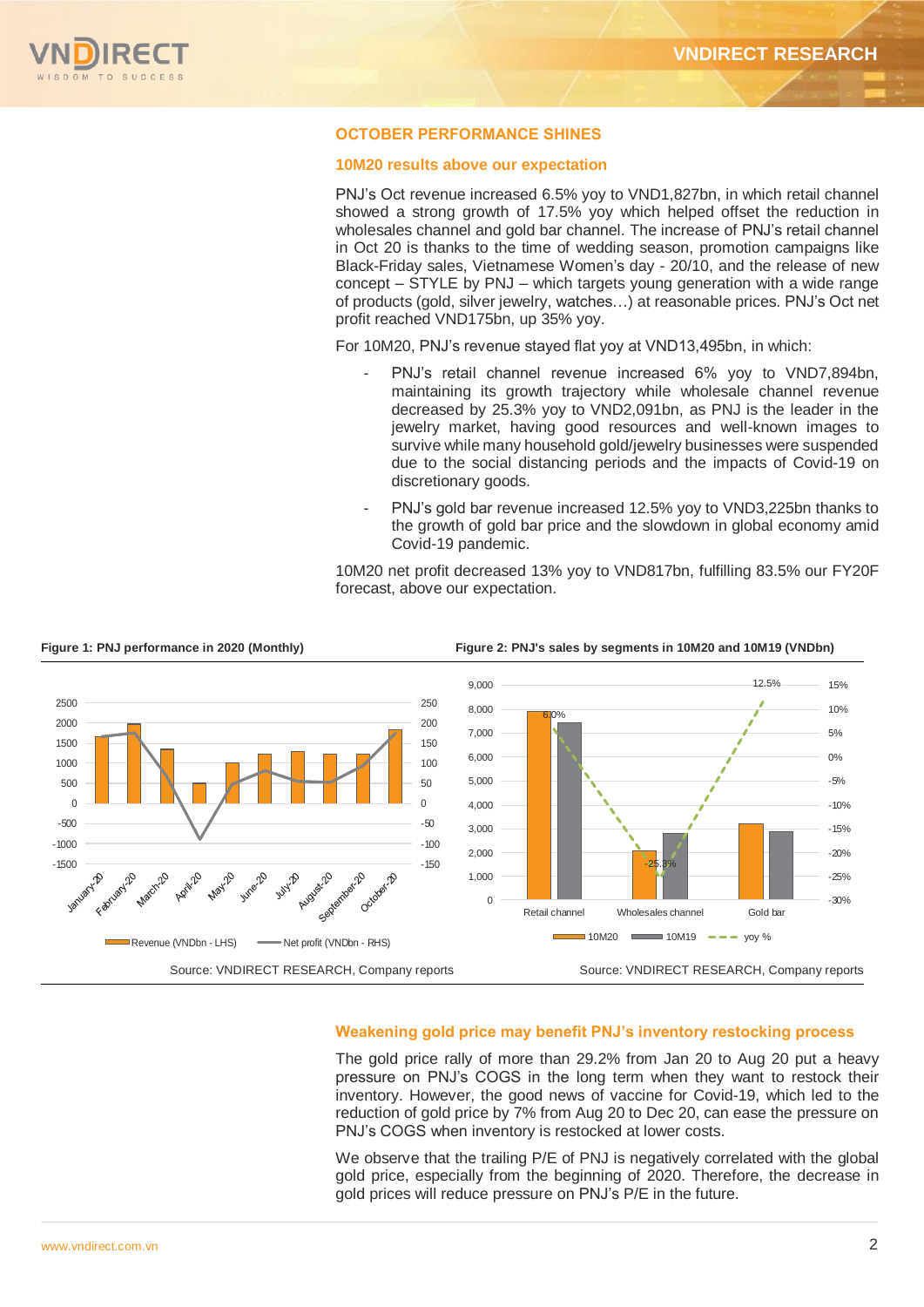## OCTOBER PERFORMANCE SHINES

### 10M20 results above our expectation

PNJ's Oct revenue increased 6.5% yoy to VND1,827bn, in which retail channel showed a strong growth of 17.5% yoy which helped offset the reduction in wholesales channel and gold bar channel. The increase of PNJ's retail channel in Oct 20 is thanks to the time of wedding season, promotion campaigns like Black-Friday sales, Vietnamese Women's day - 20/10, and the release of new concept – STYLE by PNJ – which targets young generation with a wide range of products (gold, silver jewelry, watches…) at reasonable prices. PNJ's Oct net profit reached VND175bn, up 35% yoy.

For 10M20, PNJ's revenue stayed flat yoy at VND13,495bn, in which:

- PNJ's retail channel revenue increased 6% yoy to VND7,894bn, maintaining its growth trajectory while wholesale channel revenue decreased by 25.3% yoy to VND2,091bn, as PNJ is the leader in the jewelry market, having good resources and well-known images to survive while many household gold/jewelry businesses were suspended due to the social distancing periods and the impacts of Covid-19 on discretionary goods.
- PNJ's gold bar revenue increased 12.5% yoy to VND3,225bn thanks to the growth of gold bar price and the slowdown in global economy amid Covid-19 pandemic.

10M20 net profit decreased 13% yoy to VND817bn, fulfilling 83.5% our FY20F forecast, above our expectation.

**Figure 1: PNJ performance in 2020 (Monthly)**

Source: VNDIRECT RESEARCH, Company reports

**Figure 2: PNJ's sales by segments in 10M20 and 10M19 (VNDbn)**

Source: VNDIRECT RESEARCH, Company reports

### Weakening gold price may benefit PNJ's inventory restocking process

The gold price rally of more than 29.2% from Jan 20 to Aug 20 put a heavy pressure on PNJ's COGS in the long term when they want to restock their inventory. However, the good news of vaccine for Covid-19, which led to the reduction of gold price by 7% from Aug 20 to Dec 20, can ease the pressure on PNJ's COGS when inventory is restocked at lower costs.

We observe that the trailing P/E of PNJ is negatively correlated with the global gold price, especially from the beginning of 2020. Therefore, the decrease in gold prices will reduce pressure on PNJ's P/E in the future.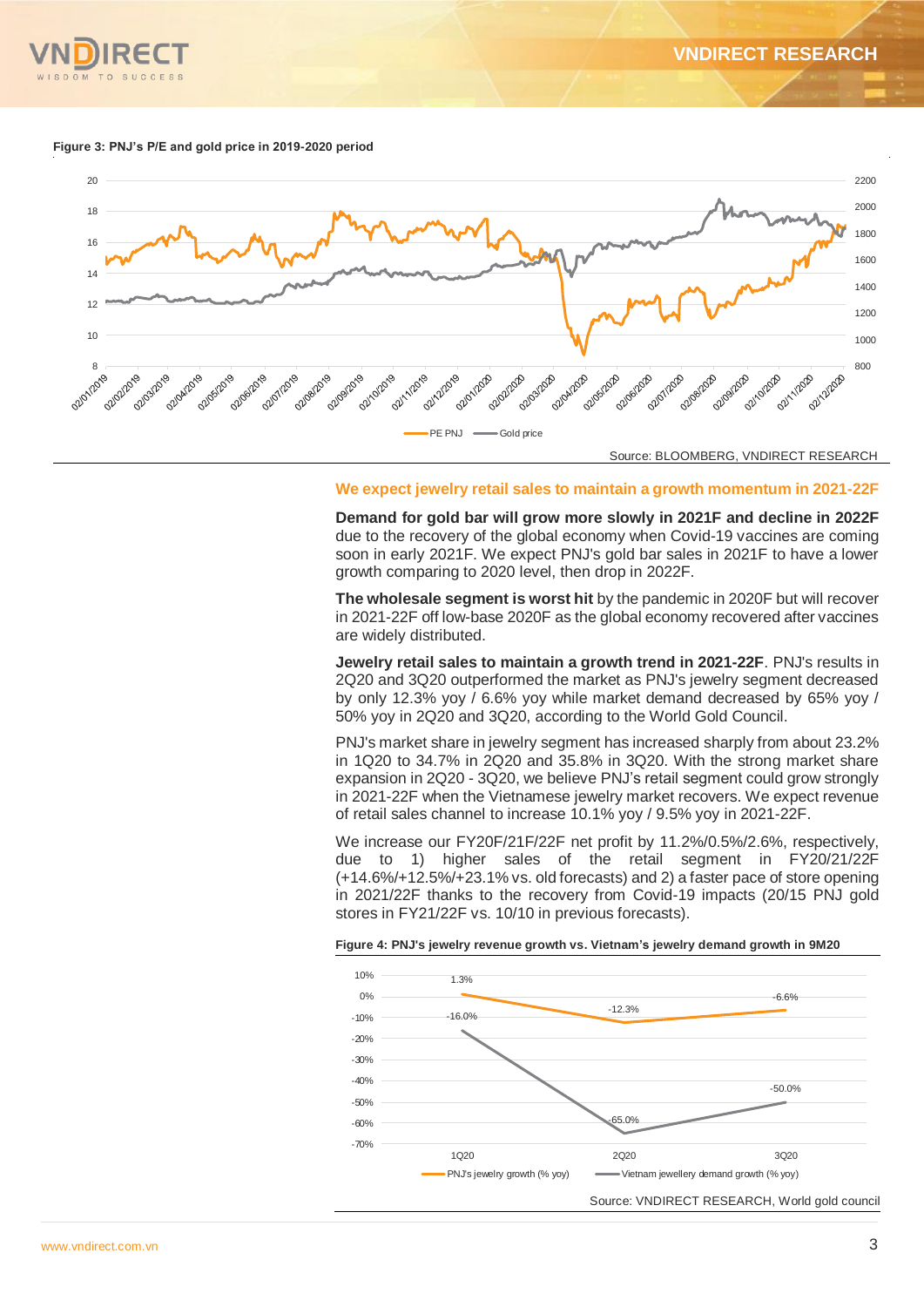**Figure 3: PNJ's P/E and gold price in 2019-2020 period**

Source: BLOOMBERG, VNDIRECT RESEARCH

## We expect jewelry retail sales to maintain a growth momentum in 2021-22F

**Demand for gold bar will grow more slowly in 2021F and decline in 2022F** due to the recovery of the global economy when Covid-19 vaccines are coming soon in early 2021F. We expect PNJ's gold bar sales in 2021F to have a lower growth comparing to 2020 level, then drop in 2022F.

**The wholesale segment is worst hit** by the pandemic in 2020F but will recover in 2021-22F off low-base 2020F as the global economy recovered after vaccines are widely distributed.

**Jewelry retail sales to maintain a growth trend in 2021-22F**. PNJ's results in 2Q20 and 3Q20 outperformed the market as PNJ's jewelry segment decreased by only 12.3% yoy / 6.6% yoy while market demand decreased by 65% yoy / 50% yoy in 2Q20 and 3Q20, according to the World Gold Council.

PNJ's market share in jewelry segment has increased sharply from about 23.2% in 1Q20 to 34.7% in 2Q20 and 35.8% in 3Q20. With the strong market share expansion in 2Q20 - 3Q20, we believe PNJ's retail segment could grow strongly in 2021-22F when the Vietnamese jewelry market recovers. We expect revenue of retail sales channel to increase 10.1% yoy / 9.5% yoy in 2021-22F.

We increase our FY20F/21F/22F net profit by 11.2%/0.5%/2.6%, respectively, due to 1) higher sales of the retail segment in FY20/21/22F (+14.6%/+12.5%/+23.1% vs. old forecasts) and 2) a faster pace of store opening in 2021/22F thanks to the recovery from Covid-19 impacts (20/15 PNJ gold stores in FY21/22F vs. 10/10 in previous forecasts).

**Figure 4: PNJ's jewelry revenue growth vs. Vietnam's jewelry demand growth in 9M20**

| | 1Q20 | 2Q20 | 3Q20 |
|---|---|---|---|
| PNJ's jewelry growth (% yoy) | 1.3% | -12.3% | -6.6% |
| Vietnam jewellery demand growth (% yoy) | -16.0% | -65.0% | -50.0% |

Source: VNDIRECT RESEARCH, World gold council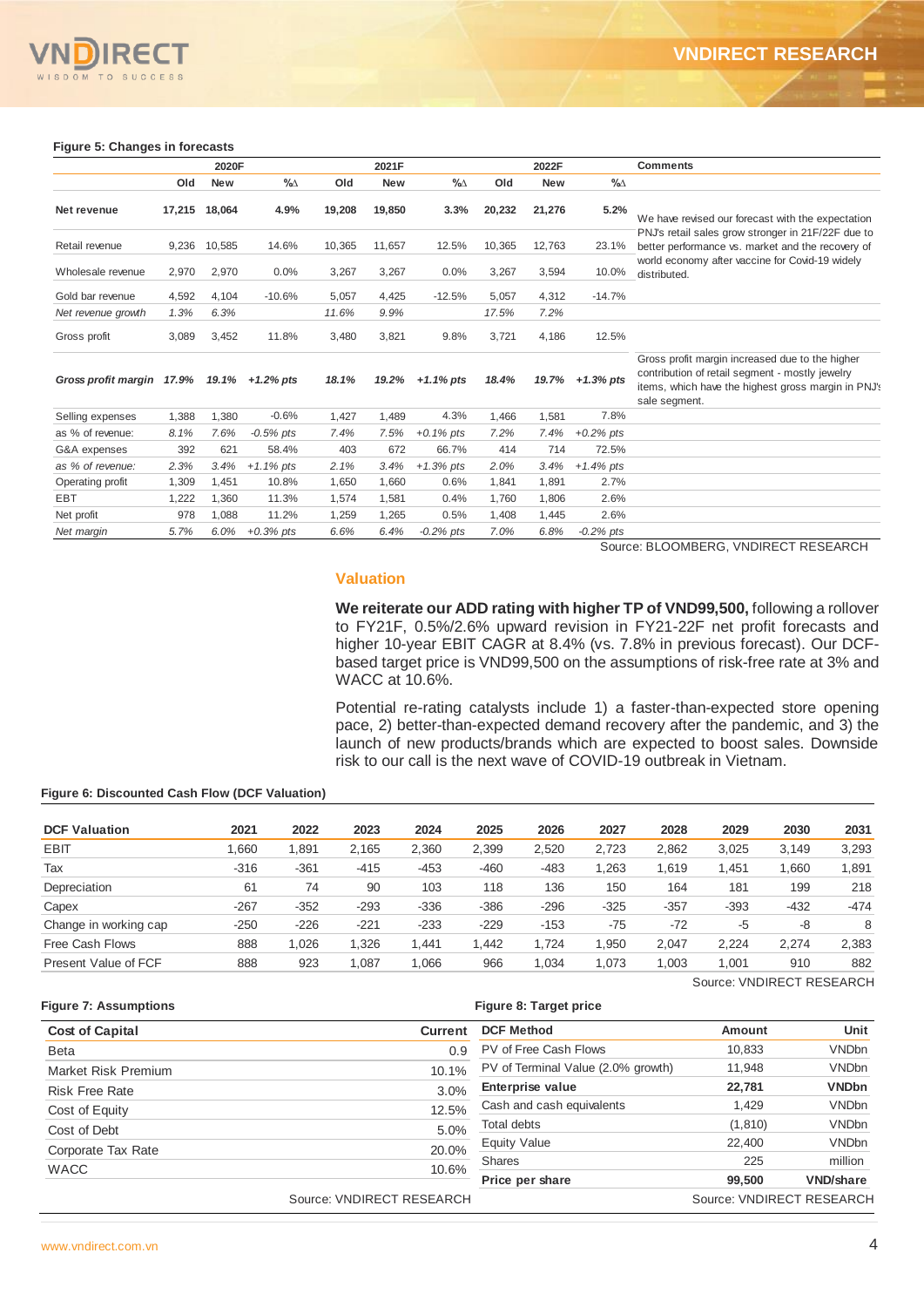**Figure 5: Changes in forecasts**

| | 2020F | | | 2021F | | | 2022F | | | Comments |
|---|---|---|---|---|---|---|---|---|---|---|
| | Old | New | %∆ | Old | New | %∆ | Old | New | %∆ | |
| **Net revenue** | **17,215** | **18,064** | **4.9%** | **19,208** | **19,850** | **3.3%** | **20,232** | **21,276** | **5.2%** | We have revised our forecast with the expectation PNJ's retail sales grow stronger in 21F/22F due to better performance vs. market and the recovery of world economy after vaccine for Covid-19 widely distributed. |
| Retail revenue | 9,236 | 10,585 | 14.6% | 10,365 | 11,657 | 12.5% | 10,365 | 12,763 | 23.1% | |
| Wholesale revenue | 2,970 | 2,970 | 0.0% | 3,267 | 3,267 | 0.0% | 3,267 | 3,594 | 10.0% | |
| Gold bar revenue | 4,592 | 4,104 | -10.6% | 5,057 | 4,425 | -12.5% | 5,057 | 4,312 | -14.7% | |
| *Net revenue growth* | *1.3%* | *6.3%* | | *11.6%* | *9.9%* | | *17.5%* | *7.2%* | | |
| Gross profit | 3,089 | 3,452 | 11.8% | 3,480 | 3,821 | 9.8% | 3,721 | 4,186 | 12.5% | |
| ***Gross profit margin*** | ***17.9%*** | ***19.1%*** | ***+1.2% pts*** | ***18.1%*** | ***19.2%*** | ***+1.1% pts*** | ***18.4%*** | ***19.7%*** | ***+1.3% pts*** | Gross profit margin increased due to the higher contribution of retail segment - mostly jewelry items, which have the highest gross margin in PNJ's sale segment. |
| Selling expenses | 1,388 | 1,380 | -0.6% | 1,427 | 1,489 | 4.3% | 1,466 | 1,581 | 7.8% | |
| *as % of revenue:* | *8.1%* | *7.6%* | *-0.5% pts* | *7.4%* | *7.5%* | *+0.1% pts* | *7.2%* | *7.4%* | *+0.2% pts* | |
| G&A expenses | 392 | 621 | 58.4% | 403 | 672 | 66.7% | 414 | 714 | 72.5% | |
| *as % of revenue:* | *2.3%* | *3.4%* | *+1.1% pts* | *2.1%* | *3.4%* | *+1.3% pts* | *2.0%* | *3.4%* | *+1.4% pts* | |
| Operating profit | 1,309 | 1,451 | 10.8% | 1,650 | 1,660 | 0.6% | 1,841 | 1,891 | 2.7% | |
| EBT | 1,222 | 1,360 | 11.3% | 1,574 | 1,581 | 0.4% | 1,760 | 1,806 | 2.6% | |
| Net profit | 978 | 1,088 | 11.2% | 1,259 | 1,265 | 0.5% | 1,408 | 1,445 | 2.6% | |
| *Net margin* | *5.7%* | *6.0%* | *+0.3% pts* | *6.6%* | *6.4%* | *-0.2% pts* | *7.0%* | *6.8%* | *-0.2% pts* | |

Source: BLOOMBERG, VNDIRECT RESEARCH

## Valuation

**We reiterate our ADD rating with higher TP of VND99,500,** following a rollover to FY21F, 0.5%/2.6% upward revision in FY21-22F net profit forecasts and higher 10-year EBIT CAGR at 8.4% (vs. 7.8% in previous forecast). Our DCF-based target price is VND99,500 on the assumptions of risk-free rate at 3% and WACC at 10.6%.

Potential re-rating catalysts include 1) a faster-than-expected store opening pace, 2) better-than-expected demand recovery after the pandemic, and 3) the launch of new products/brands which are expected to boost sales. Downside risk to our call is the next wave of COVID-19 outbreak in Vietnam.

**Figure 6: Discounted Cash Flow (DCF Valuation)**

| DCF Valuation | 2021 | 2022 | 2023 | 2024 | 2025 | 2026 | 2027 | 2028 | 2029 | 2030 | 2031 |
|---|---|---|---|---|---|---|---|---|---|---|---|
| EBIT | 1,660 | 1,891 | 2,165 | 2,360 | 2,399 | 2,520 | 2,723 | 2,862 | 3,025 | 3,149 | 3,293 |
| Tax | -316 | -361 | -415 | -453 | -460 | -483 | 1,263 | 1,619 | 1,451 | 1,660 | 1,891 |
| Depreciation | 61 | 74 | 90 | 103 | 118 | 136 | 150 | 164 | 181 | 199 | 218 |
| Capex | -267 | -352 | -293 | -336 | -386 | -296 | -325 | -357 | -393 | -432 | -474 |
| Change in working cap | -250 | -226 | -221 | -233 | -229 | -153 | -75 | -72 | -5 | -8 | 8 |
| Free Cash Flows | 888 | 1,026 | 1,326 | 1,441 | 1,442 | 1,724 | 1,950 | 2,047 | 2,224 | 2,274 | 2,383 |
| Present Value of FCF | 888 | 923 | 1,087 | 1,066 | 966 | 1,034 | 1,073 | 1,003 | 1,001 | 910 | 882 |

Source: VNDIRECT RESEARCH

**Figure 7: Assumptions**

| Cost of Capital | Current |
|---|---|
| Beta | 0.9 |
| Market Risk Premium | 10.1% |
| Risk Free Rate | 3.0% |
| Cost of Equity | 12.5% |
| Cost of Debt | 5.0% |
| Corporate Tax Rate | 20.0% |
| WACC | 10.6% |

Source: VNDIRECT RESEARCH

**Figure 8: Target price**

| DCF Method | Amount | Unit |
|---|---|---|
| PV of Free Cash Flows | 10,833 | VNDbn |
| PV of Terminal Value (2.0% growth) | 11,948 | VNDbn |
| **Enterprise value** | **22,781** | **VNDbn** |
| Cash and cash equivalents | 1,429 | VNDbn |
| Total debts | (1,810) | VNDbn |
| Equity Value | 22,400 | VNDbn |
| Shares | 225 | million |
| **Price per share** | **99,500** | **VND/share** |

Source: VNDIRECT RESEARCH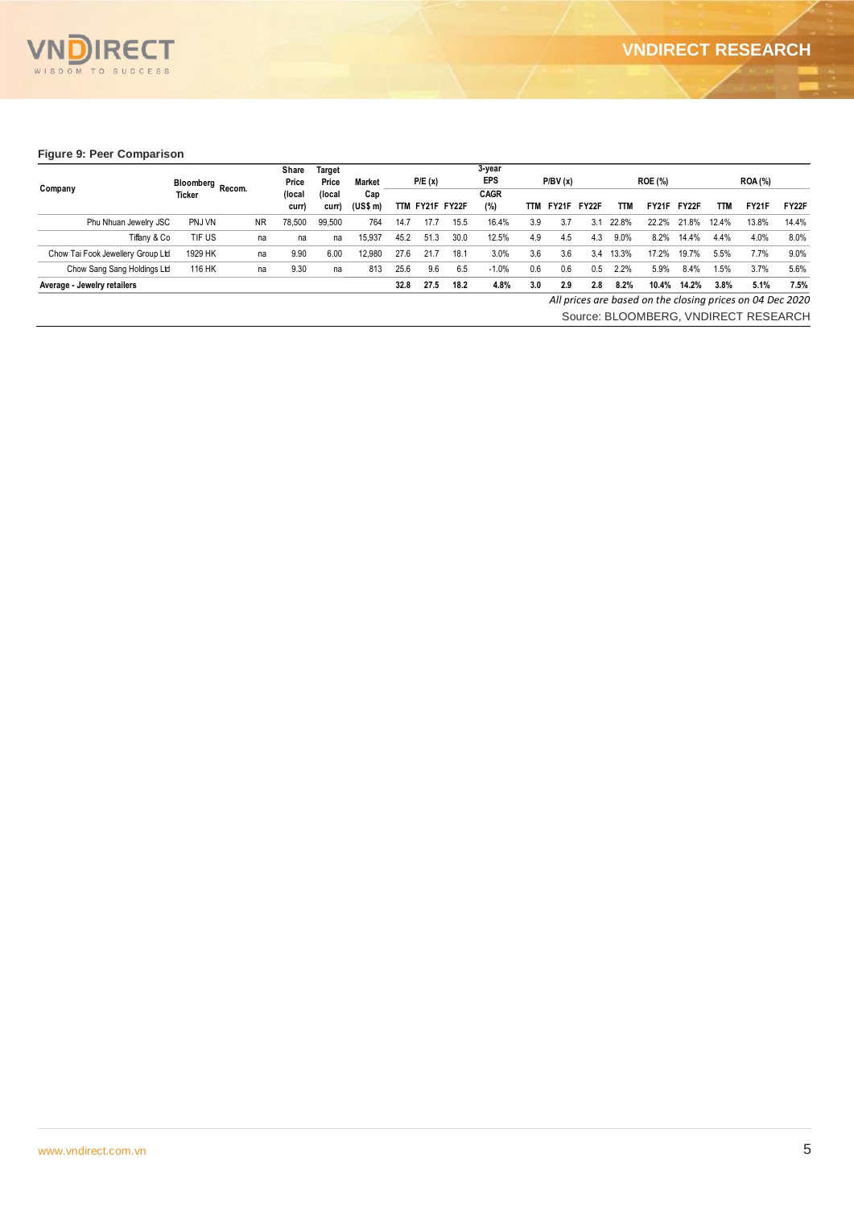**Figure 9: Peer Comparison**

| Company | Bloomberg Ticker | Recom. | Share Price (local curr) | Target Price (local curr) | Market Cap (US$ m) | P/E (x) | | | 3-year EPS CAGR (%) | P/BV (x) | | | ROE (%) | | | ROA (%) | | |
|---|---|---|---|---|---|---|---|---|---|---|---|---|---|---|---|---|---|---|
| | | | | | | TTM | FY21F | FY22F | | TTM | FY21F | FY22F | TTM | FY21F | FY22F | TTM | FY21F | FY22F |
| Phu Nhuan Jewelry JSC | PNJ VN | NR | 78,500 | 99,500 | 764 | 14.7 | 17.7 | 15.5 | 16.4% | 3.9 | 3.7 | 3.1 | 22.8% | 22.2% | 21.8% | 12.4% | 13.8% | 14.4% |
| Tiffany & Co | TIF US | na | na | na | 15,937 | 45.2 | 51.3 | 30.0 | 12.5% | 4.9 | 4.5 | 4.3 | 9.0% | 8.2% | 14.4% | 4.4% | 4.0% | 8.0% |
| Chow Tai Fook Jewellery Group Ltd | 1929 HK | na | 9.90 | 6.00 | 12,980 | 27.6 | 21.7 | 18.1 | 3.0% | 3.6 | 3.6 | 3.4 | 13.3% | 17.2% | 19.7% | 5.5% | 7.7% | 9.0% |
| Chow Sang Sang Holdings Ltd | 116 HK | na | 9.30 | na | 813 | 25.6 | 9.6 | 6.5 | -1.0% | 0.6 | 0.6 | 0.5 | 2.2% | 5.9% | 8.4% | 1.5% | 3.7% | 5.6% |
| **Average - Jewelry retailers** | | | | | | **32.8** | **27.5** | **18.2** | **4.8%** | **3.0** | **2.9** | **2.8** | **8.2%** | **10.4%** | **14.2%** | **3.8%** | **5.1%** | **7.5%** |

*All prices are based on the closing prices on 04 Dec 2020*

Source: BLOOMBERG, VNDIRECT RESEARCH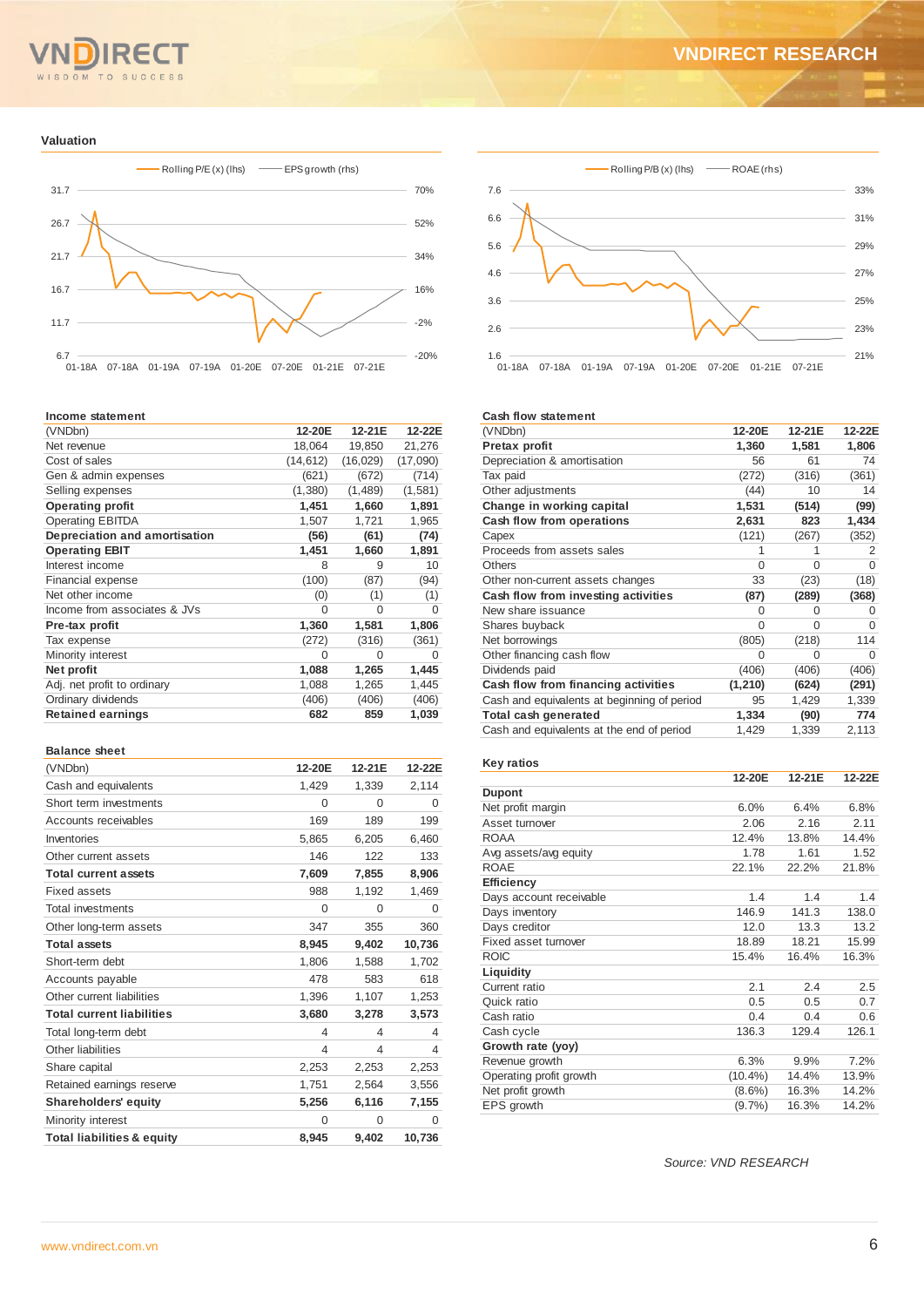## Valuation

Rolling P/E (x) (lhs) — EPS growth (rhs)

Rolling P/B (x) (lhs) — ROAE (rhs)

### Income statement

| (VNDbn) | 12-20E | 12-21E | 12-22E |
|---|---|---|---|
| Net revenue | 18,064 | 19,850 | 21,276 |
| Cost of sales | (14,612) | (16,029) | (17,090) |
| Gen & admin expenses | (621) | (672) | (714) |
| Selling expenses | (1,380) | (1,489) | (1,581) |
| **Operating profit** | **1,451** | **1,660** | **1,891** |
| Operating EBITDA | 1,507 | 1,721 | 1,965 |
| **Depreciation and amortisation** | **(56)** | **(61)** | **(74)** |
| **Operating EBIT** | **1,451** | **1,660** | **1,891** |
| Interest income | 8 | 9 | 10 |
| Financial expense | (100) | (87) | (94) |
| Net other income | (0) | (1) | (1) |
| Income from associates & JVs | 0 | 0 | 0 |
| **Pre-tax profit** | **1,360** | **1,581** | **1,806** |
| Tax expense | (272) | (316) | (361) |
| Minority interest | 0 | 0 | 0 |
| **Net profit** | **1,088** | **1,265** | **1,445** |
| Adj. net profit to ordinary | 1,088 | 1,265 | 1,445 |
| Ordinary dividends | (406) | (406) | (406) |
| **Retained earnings** | **682** | **859** | **1,039** |

### Balance sheet

| (VNDbn) | 12-20E | 12-21E | 12-22E |
|---|---|---|---|
| Cash and equivalents | 1,429 | 1,339 | 2,114 |
| Short term investments | 0 | 0 | 0 |
| Accounts receivables | 169 | 189 | 199 |
| Inventories | 5,865 | 6,205 | 6,460 |
| Other current assets | 146 | 122 | 133 |
| **Total current assets** | **7,609** | **7,855** | **8,906** |
| Fixed assets | 988 | 1,192 | 1,469 |
| Total investments | 0 | 0 | 0 |
| Other long-term assets | 347 | 355 | 360 |
| **Total assets** | **8,945** | **9,402** | **10,736** |
| Short-term debt | 1,806 | 1,588 | 1,702 |
| Accounts payable | 478 | 583 | 618 |
| Other current liabilities | 1,396 | 1,107 | 1,253 |
| **Total current liabilities** | **3,680** | **3,278** | **3,573** |
| Total long-term debt | 4 | 4 | 4 |
| Other liabilities | 4 | 4 | 4 |
| Share capital | 2,253 | 2,253 | 2,253 |
| Retained earnings reserve | 1,751 | 2,564 | 3,556 |
| **Shareholders' equity** | **5,256** | **6,116** | **7,155** |
| Minority interest | 0 | 0 | 0 |
| **Total liabilities & equity** | **8,945** | **9,402** | **10,736** |

### Cash flow statement

| (VNDbn) | 12-20E | 12-21E | 12-22E |
|---|---|---|---|
| **Pretax profit** | **1,360** | **1,581** | **1,806** |
| Depreciation & amortisation | 56 | 61 | 74 |
| Tax paid | (272) | (316) | (361) |
| Other adjustments | (44) | 10 | 14 |
| **Change in working capital** | **1,531** | **(514)** | **(99)** |
| **Cash flow from operations** | **2,631** | **823** | **1,434** |
| Capex | (121) | (267) | (352) |
| Proceeds from assets sales | 1 | 1 | 2 |
| Others | 0 | 0 | 0 |
| Other non-current assets changes | 33 | (23) | (18) |
| **Cash flow from investing activities** | **(87)** | **(289)** | **(368)** |
| New share issuance | 0 | 0 | 0 |
| Shares buyback | 0 | 0 | 0 |
| Net borrowings | (805) | (218) | 114 |
| Other financing cash flow | 0 | 0 | 0 |
| Dividends paid | (406) | (406) | (406) |
| **Cash flow from financing activities** | **(1,210)** | **(624)** | **(291)** |
| Cash and equivalents at beginning of period | 95 | 1,429 | 1,339 |
| **Total cash generated** | **1,334** | **(90)** | **774** |
| Cash and equivalents at the end of period | 1,429 | 1,339 | 2,113 |

### Key ratios

| | 12-20E | 12-21E | 12-22E |
|---|---|---|---|
| **Dupont** | | | |
| Net profit margin | 6.0% | 6.4% | 6.8% |
| Asset turnover | 2.06 | 2.16 | 2.11 |
| ROAA | 12.4% | 13.8% | 14.4% |
| Avg assets/avg equity | 1.78 | 1.61 | 1.52 |
| ROAE | 22.1% | 22.2% | 21.8% |
| **Efficiency** | | | |
| Days account receivable | 1.4 | 1.4 | 1.4 |
| Days inventory | 146.9 | 141.3 | 138.0 |
| Days creditor | 12.0 | 13.3 | 13.2 |
| Fixed asset turnover | 18.89 | 18.21 | 15.99 |
| ROIC | 15.4% | 16.4% | 16.3% |
| **Liquidity** | | | |
| Current ratio | 2.1 | 2.4 | 2.5 |
| Quick ratio | 0.5 | 0.5 | 0.7 |
| Cash ratio | 0.4 | 0.4 | 0.6 |
| Cash cycle | 136.3 | 129.4 | 126.1 |
| **Growth rate (yoy)** | | | |
| Revenue growth | 6.3% | 9.9% | 7.2% |
| Operating profit growth | (10.4%) | 14.4% | 13.9% |
| Net profit growth | (8.6%) | 16.3% | 14.2% |
| EPS growth | (9.7%) | 16.3% | 14.2% |

*Source: VND RESEARCH*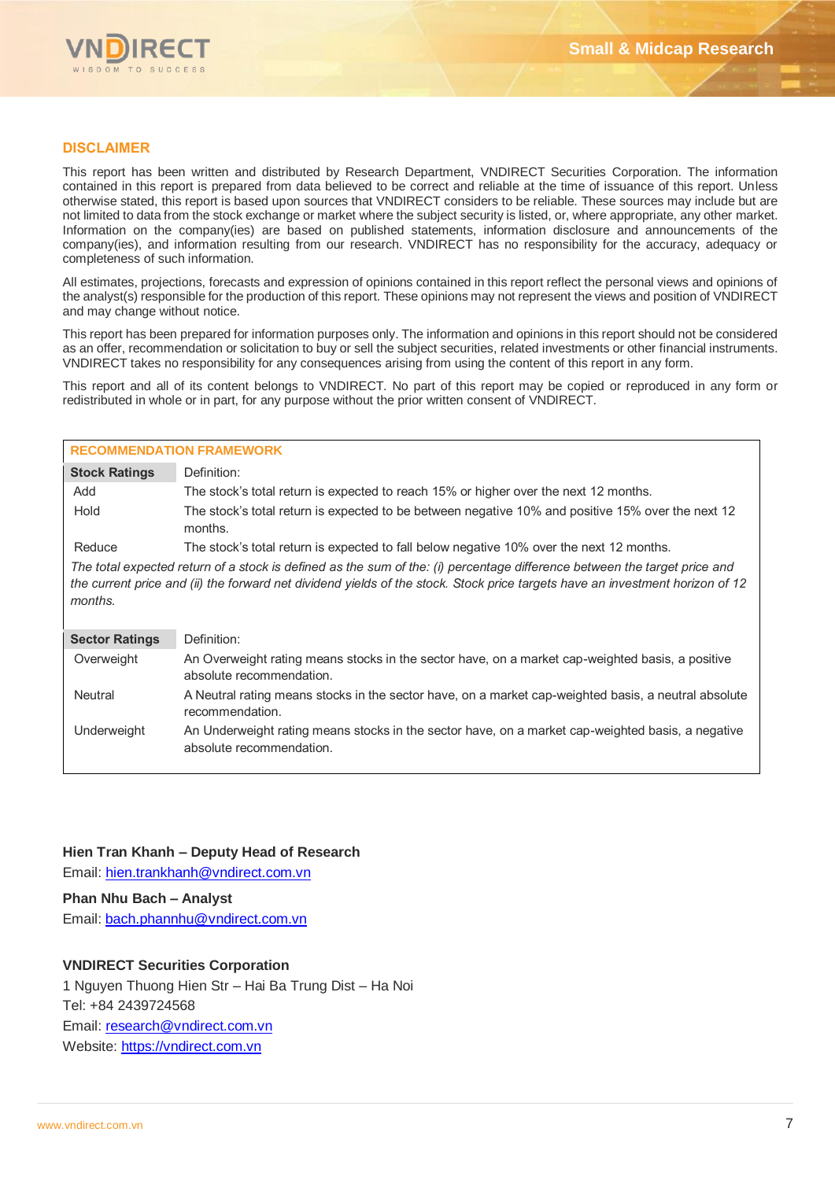## DISCLAIMER

This report has been written and distributed by Research Department, VNDIRECT Securities Corporation. The information contained in this report is prepared from data believed to be correct and reliable at the time of issuance of this report. Unless otherwise stated, this report is based upon sources that VNDIRECT considers to be reliable. These sources may include but are not limited to data from the stock exchange or market where the subject security is listed, or, where appropriate, any other market. Information on the company(ies) are based on published statements, information disclosure and announcements of the company(ies), and information resulting from our research. VNDIRECT has no responsibility for the accuracy, adequacy or completeness of such information.

All estimates, projections, forecasts and expression of opinions contained in this report reflect the personal views and opinions of the analyst(s) responsible for the production of this report. These opinions may not represent the views and position of VNDIRECT and may change without notice.

This report has been prepared for information purposes only. The information and opinions in this report should not be considered as an offer, recommendation or solicitation to buy or sell the subject securities, related investments or other financial instruments. VNDIRECT takes no responsibility for any consequences arising from using the content of this report in any form.

This report and all of its content belongs to VNDIRECT. No part of this report may be copied or reproduced in any form or redistributed in whole or in part, for any purpose without the prior written consent of VNDIRECT.

### RECOMMENDATION FRAMEWORK

| **Stock Ratings** | Definition: |
|---|---|
| Add | The stock's total return is expected to reach 15% or higher over the next 12 months. |
| Hold | The stock's total return is expected to be between negative 10% and positive 15% over the next 12 months. |
| Reduce | The stock's total return is expected to fall below negative 10% over the next 12 months. |

*The total expected return of a stock is defined as the sum of the: (i) percentage difference between the target price and the current price and (ii) the forward net dividend yields of the stock. Stock price targets have an investment horizon of 12 months.*

| **Sector Ratings** | Definition: |
|---|---|
| Overweight | An Overweight rating means stocks in the sector have, on a market cap-weighted basis, a positive absolute recommendation. |
| Neutral | A Neutral rating means stocks in the sector have, on a market cap-weighted basis, a neutral absolute recommendation. |
| Underweight | An Underweight rating means stocks in the sector have, on a market cap-weighted basis, a negative absolute recommendation. |

**Hien Tran Khanh – Deputy Head of Research**
Email: hien.trankhanh@vndirect.com.vn

**Phan Nhu Bach – Analyst**
Email: bach.phannhu@vndirect.com.vn

**VNDIRECT Securities Corporation**
1 Nguyen Thuong Hien Str – Hai Ba Trung Dist – Ha Noi
Tel: +84 2439724568
Email: research@vndirect.com.vn
Website: https://vndirect.com.vn